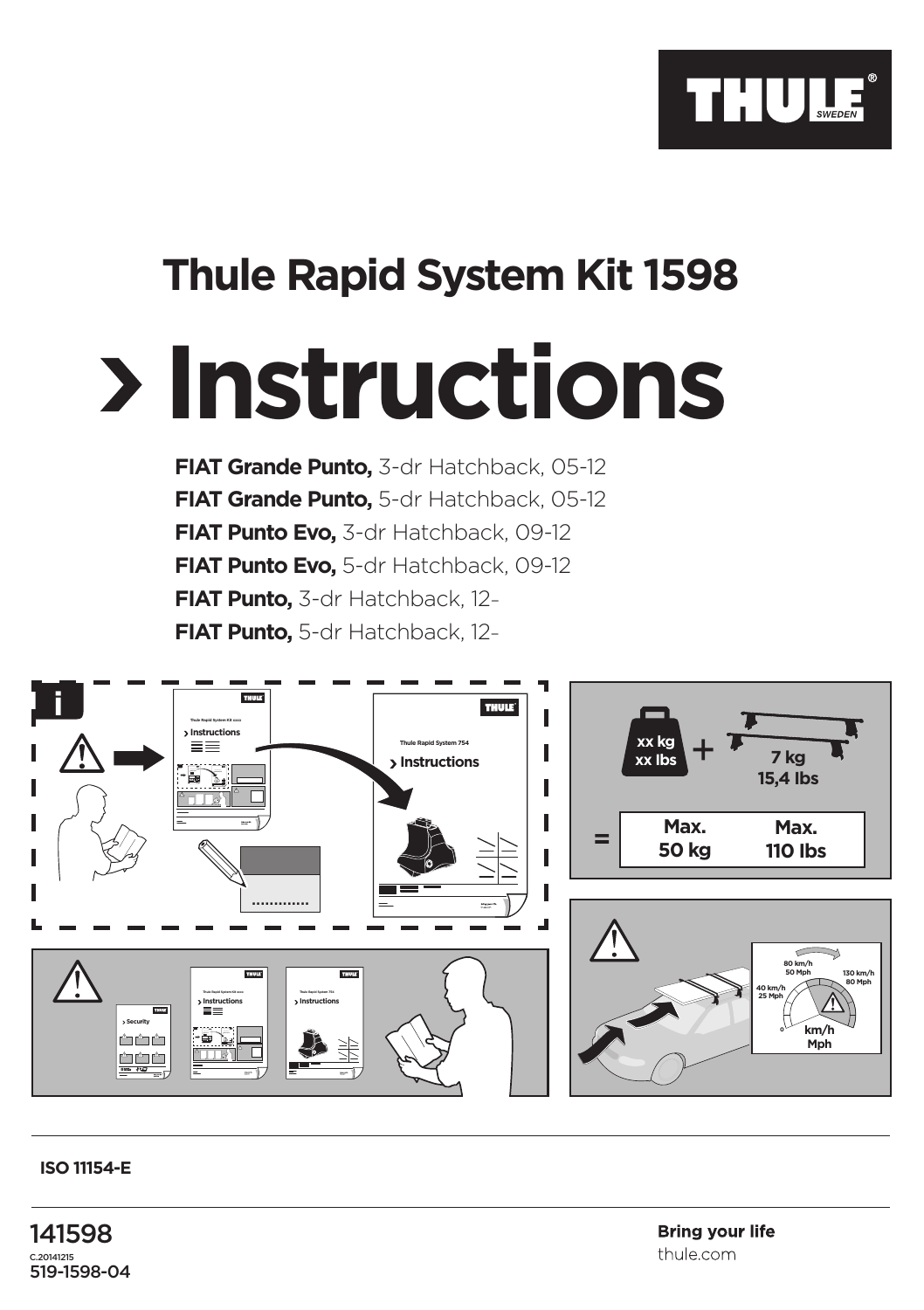THULE SWEDEN

# Thule Rapid System Kit 1598

# Instructions

**FIAT Grande Punto,** 3-dr Hatchback, 05-12
**FIAT Grande Punto,** 5-dr Hatchback, 05-12
**FIAT Punto Evo,** 3-dr Hatchback, 09-12
**FIAT Punto Evo,** 5-dr Hatchback, 09-12
**FIAT Punto,** 3-dr Hatchback, 12-
**FIAT Punto,** 5-dr Hatchback, 12-

Thule Rapid System Kit xxxx
Instructions

Thule Rapid System 754
Instructions

xx kg
xx lbs
+
7 kg
15,4 lbs
=
Max.
50 kg
Max.
110 lbs

Security

80 km/h
50 Mph
40 km/h
25 Mph
130 km/h
80 Mph
0
km/h
Mph

ISO 11154-E

141598
C.20141215
519-1598-04

**Bring your life**
thule.com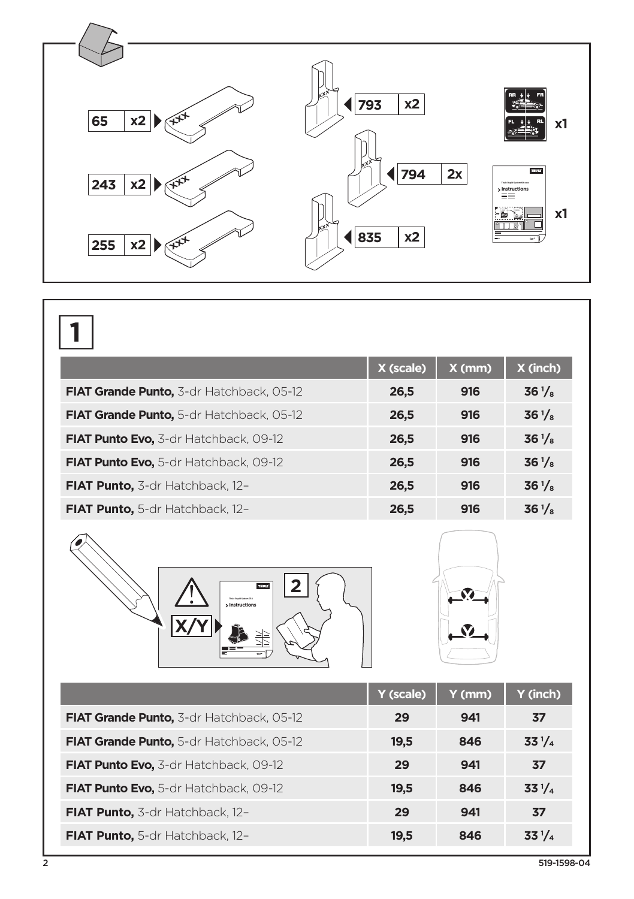| Part | Qty |
|---|---|
| 65 | x2 |
| 243 | x2 |
| 255 | x2 |
| 793 | x2 |
| 794 | 2x |
| 835 | x2 |
| RR FR / FL RL | x1 |
| Instructions | x1 |

# 1

| | X (scale) | X (mm) | X (inch) |
|---|---|---|---|
| **FIAT Grande Punto,** 3-dr Hatchback, 05-12 | 26,5 | 916 | 36 1/8 |
| **FIAT Grande Punto,** 5-dr Hatchback, 05-12 | 26,5 | 916 | 36 1/8 |
| **FIAT Punto Evo,** 3-dr Hatchback, 09-12 | 26,5 | 916 | 36 1/8 |
| **FIAT Punto Evo,** 5-dr Hatchback, 09-12 | 26,5 | 916 | 36 1/8 |
| **FIAT Punto,** 3-dr Hatchback, 12– | 26,5 | 916 | 36 1/8 |
| **FIAT Punto,** 5-dr Hatchback, 12– | 26,5 | 916 | 36 1/8 |

X/Y

2

| | Y (scale) | Y (mm) | Y (inch) |
|---|---|---|---|
| **FIAT Grande Punto,** 3-dr Hatchback, 05-12 | 29 | 941 | 37 |
| **FIAT Grande Punto,** 5-dr Hatchback, 05-12 | 19,5 | 846 | 33 1/4 |
| **FIAT Punto Evo,** 3-dr Hatchback, 09-12 | 29 | 941 | 37 |
| **FIAT Punto Evo,** 5-dr Hatchback, 09-12 | 19,5 | 846 | 33 1/4 |
| **FIAT Punto,** 3-dr Hatchback, 12– | 29 | 941 | 37 |
| **FIAT Punto,** 5-dr Hatchback, 12– | 19,5 | 846 | 33 1/4 |

519-1598-04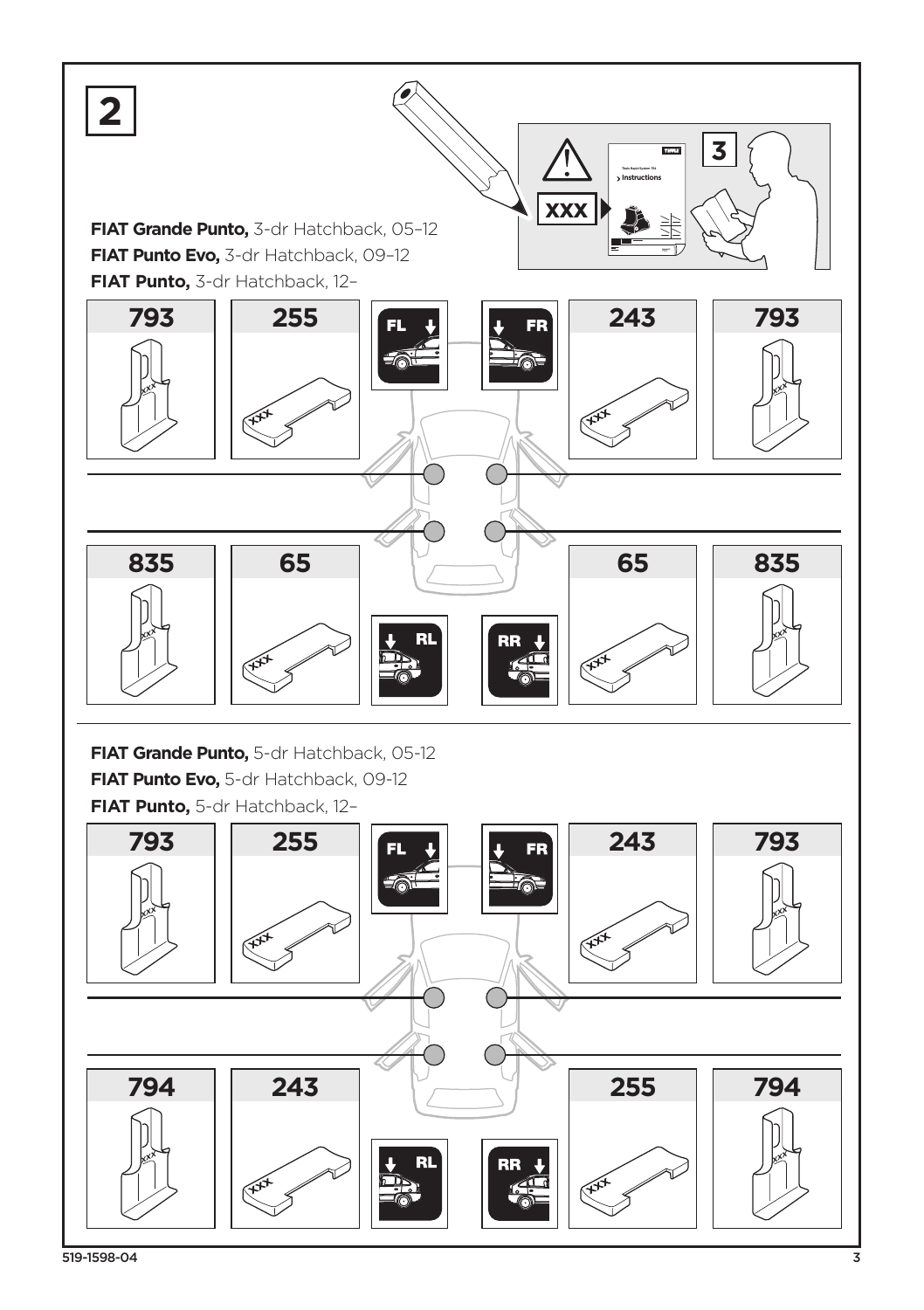# 2

XXX

3

**FIAT Grande Punto,** 3-dr Hatchback, 05–12
**FIAT Punto Evo,** 3-dr Hatchback, 09–12
**FIAT Punto,** 3-dr Hatchback, 12–

| | | | | | |
|---|---|---|---|---|---|
| 793 | 255 | FL | FR | 243 | 793 |
| 835 | 65 | RL | RR | 65 | 835 |

**FIAT Grande Punto,** 5-dr Hatchback, 05-12
**FIAT Punto Evo,** 5-dr Hatchback, 09-12
**FIAT Punto,** 5-dr Hatchback, 12–

| | | | | | |
|---|---|---|---|---|---|
| 793 | 255 | FL | FR | 243 | 793 |
| 794 | 243 | RL | RR | 255 | 794 |

519-1598-04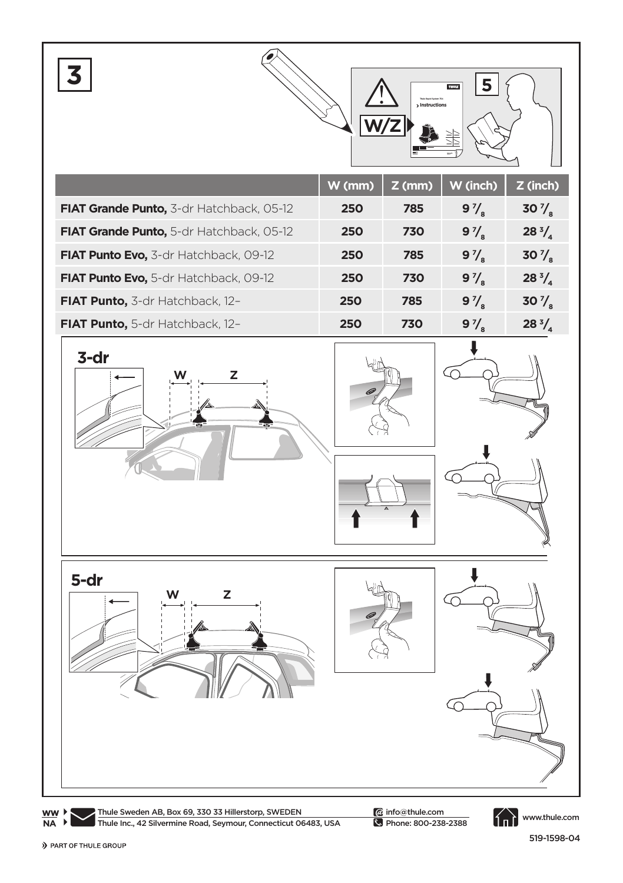# 3

W/Z

5

| | W (mm) | Z (mm) | W (inch) | Z (inch) |
|---|---|---|---|---|
| **FIAT Grande Punto,** 3-dr Hatchback, 05-12 | 250 | 785 | 9 7/8 | 30 7/8 |
| **FIAT Grande Punto,** 5-dr Hatchback, 05-12 | 250 | 730 | 9 7/8 | 28 3/4 |
| **FIAT Punto Evo,** 3-dr Hatchback, 09-12 | 250 | 785 | 9 7/8 | 30 7/8 |
| **FIAT Punto Evo,** 5-dr Hatchback, 09-12 | 250 | 730 | 9 7/8 | 28 3/4 |
| **FIAT Punto,** 3-dr Hatchback, 12– | 250 | 785 | 9 7/8 | 30 7/8 |
| **FIAT Punto,** 5-dr Hatchback, 12– | 250 | 730 | 9 7/8 | 28 3/4 |

**3-dr**

W Z

**5-dr**

W Z

WW Thule Sweden AB, Box 69, 330 33 Hillerstorp, SWEDEN
NA Thule Inc., 42 Silvermine Road, Seymour, Connecticut 06483, USA

info@thule.com
Phone: 800-238-2388

www.thule.com

519-1598-04

PART OF THULE GROUP